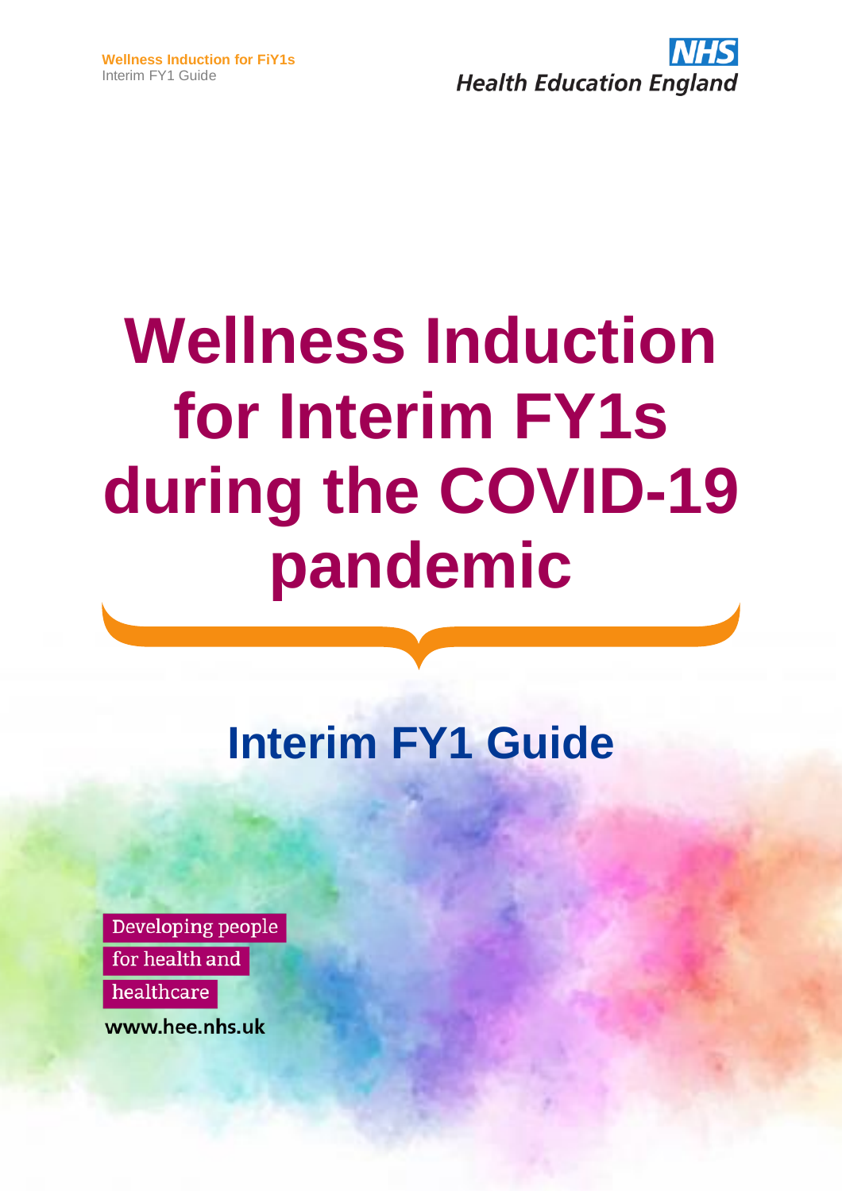# Wellness Induction for Interim FY1s during the COVID-19 pandemic

## Interim FY1 Guide

Developing people for health and healthcare

www.hee.nhs.uk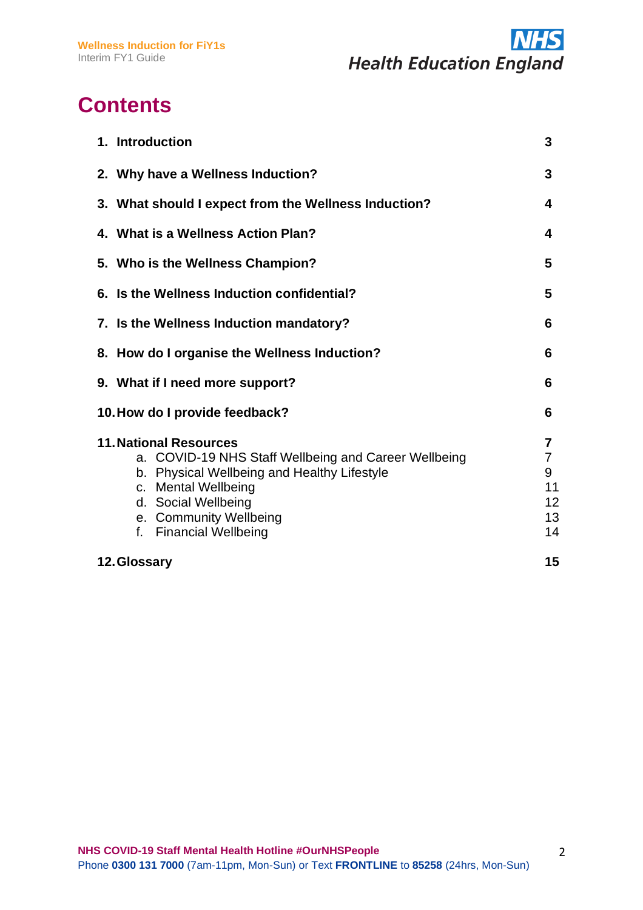# Contents

| | |
|---|---|
| **1. Introduction** | **3** |
| **2. Why have a Wellness Induction?** | **3** |
| **3. What should I expect from the Wellness Induction?** | **4** |
| **4. What is a Wellness Action Plan?** | **4** |
| **5. Who is the Wellness Champion?** | **5** |
| **6. Is the Wellness Induction confidential?** | **5** |
| **7. Is the Wellness Induction mandatory?** | **6** |
| **8. How do I organise the Wellness Induction?** | **6** |
| **9. What if I need more support?** | **6** |
| **10. How do I provide feedback?** | **6** |
| **11. National Resources** | **7** |
| a. COVID-19 NHS Staff Wellbeing and Career Wellbeing | 7 |
| b. Physical Wellbeing and Healthy Lifestyle | 9 |
| c. Mental Wellbeing | 11 |
| d. Social Wellbeing | 12 |
| e. Community Wellbeing | 13 |
| f. Financial Wellbeing | 14 |
| **12. Glossary** | **15** |

**NHS COVID-19 Staff Mental Health Hotline #OurNHSPeople**
Phone **0300 131 7000** (7am-11pm, Mon-Sun) or Text **FRONTLINE** to **85258** (24hrs, Mon-Sun)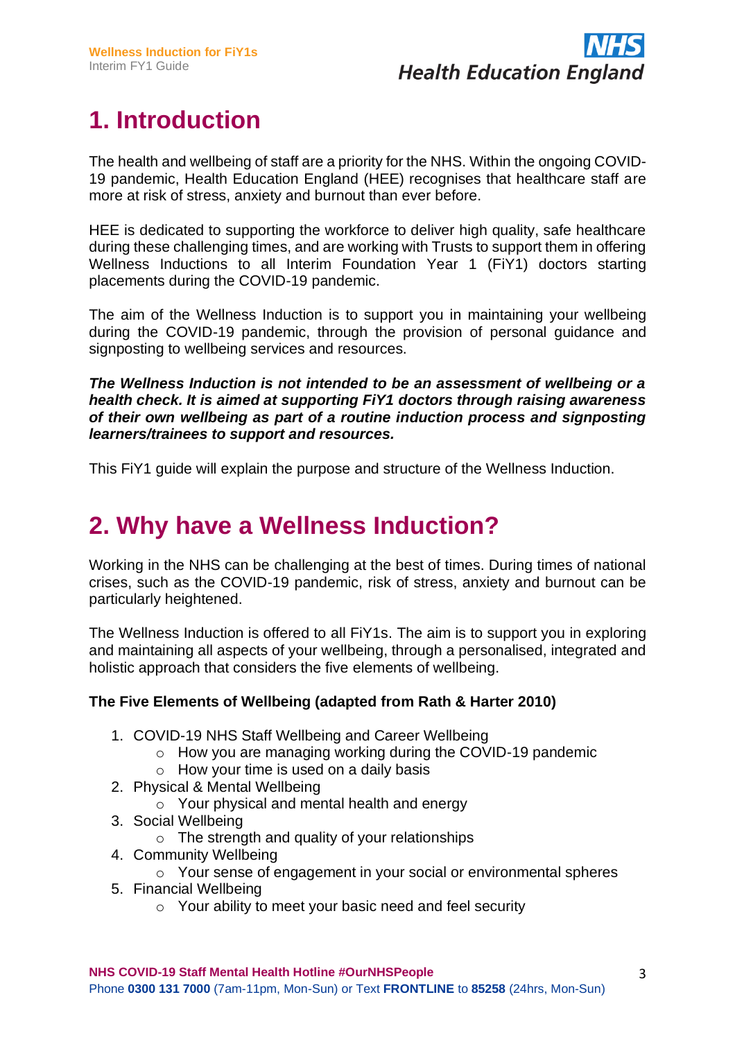# 1. Introduction

The health and wellbeing of staff are a priority for the NHS. Within the ongoing COVID-19 pandemic, Health Education England (HEE) recognises that healthcare staff are more at risk of stress, anxiety and burnout than ever before.

HEE is dedicated to supporting the workforce to deliver high quality, safe healthcare during these challenging times, and are working with Trusts to support them in offering Wellness Inductions to all Interim Foundation Year 1 (FiY1) doctors starting placements during the COVID-19 pandemic.

The aim of the Wellness Induction is to support you in maintaining your wellbeing during the COVID-19 pandemic, through the provision of personal guidance and signposting to wellbeing services and resources.

***The Wellness Induction is not intended to be an assessment of wellbeing or a health check. It is aimed at supporting FiY1 doctors through raising awareness of their own wellbeing as part of a routine induction process and signposting learners/trainees to support and resources.***

This FiY1 guide will explain the purpose and structure of the Wellness Induction.

# 2. Why have a Wellness Induction?

Working in the NHS can be challenging at the best of times. During times of national crises, such as the COVID-19 pandemic, risk of stress, anxiety and burnout can be particularly heightened.

The Wellness Induction is offered to all FiY1s. The aim is to support you in exploring and maintaining all aspects of your wellbeing, through a personalised, integrated and holistic approach that considers the five elements of wellbeing.

**The Five Elements of Wellbeing (adapted from Rath & Harter 2010)**

1. COVID-19 NHS Staff Wellbeing and Career Wellbeing
   - How you are managing working during the COVID-19 pandemic
   - How your time is used on a daily basis
2. Physical & Mental Wellbeing
   - Your physical and mental health and energy
3. Social Wellbeing
   - The strength and quality of your relationships
4. Community Wellbeing
   - Your sense of engagement in your social or environmental spheres
5. Financial Wellbeing
   - Your ability to meet your basic need and feel security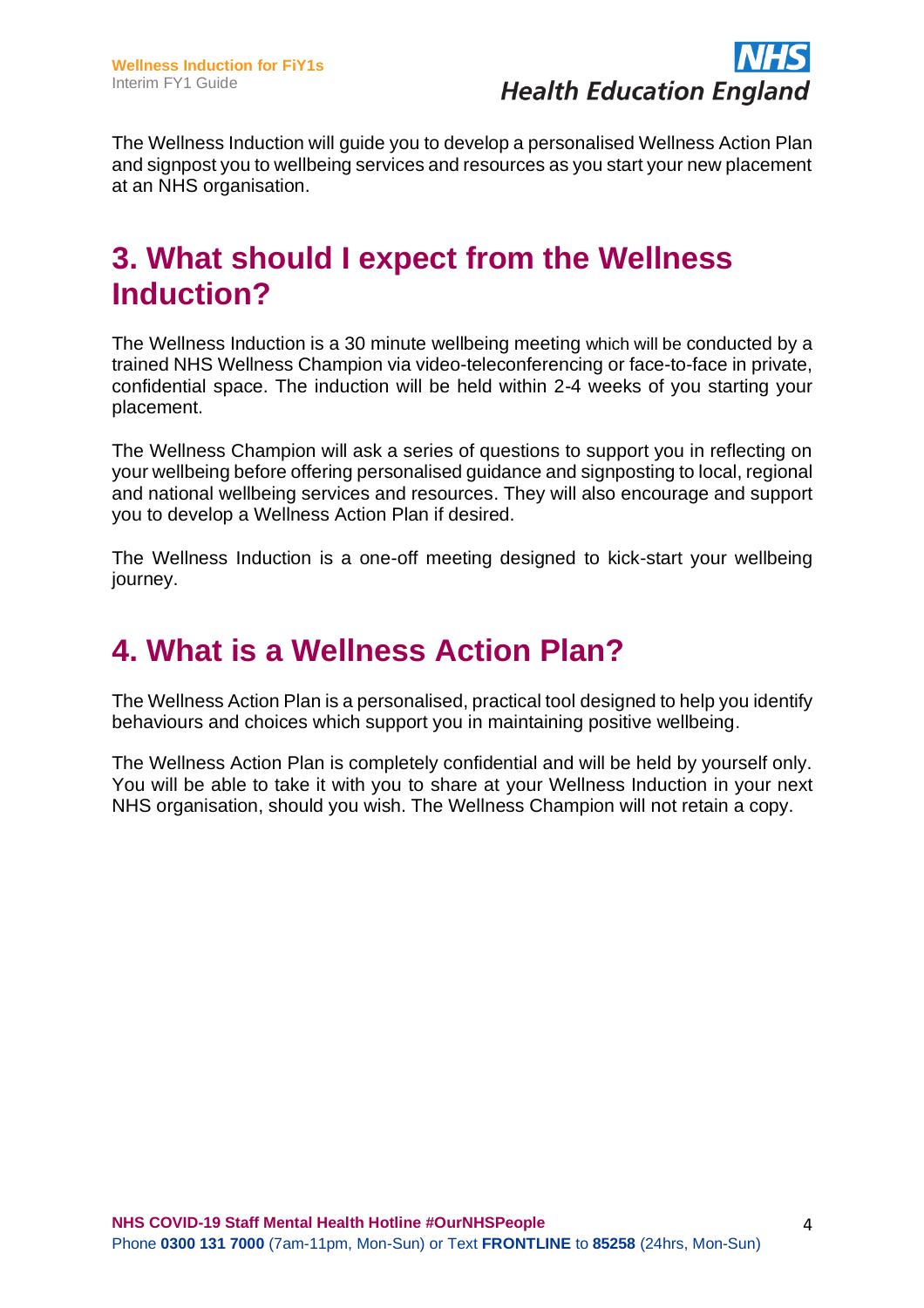The Wellness Induction will guide you to develop a personalised Wellness Action Plan and signpost you to wellbeing services and resources as you start your new placement at an NHS organisation.

## 3. What should I expect from the Wellness Induction?

The Wellness Induction is a 30 minute wellbeing meeting which will be conducted by a trained NHS Wellness Champion via video-teleconferencing or face-to-face in private, confidential space. The induction will be held within 2-4 weeks of you starting your placement.

The Wellness Champion will ask a series of questions to support you in reflecting on your wellbeing before offering personalised guidance and signposting to local, regional and national wellbeing services and resources. They will also encourage and support you to develop a Wellness Action Plan if desired.

The Wellness Induction is a one-off meeting designed to kick-start your wellbeing journey.

## 4. What is a Wellness Action Plan?

The Wellness Action Plan is a personalised, practical tool designed to help you identify behaviours and choices which support you in maintaining positive wellbeing.

The Wellness Action Plan is completely confidential and will be held by yourself only. You will be able to take it with you to share at your Wellness Induction in your next NHS organisation, should you wish. The Wellness Champion will not retain a copy.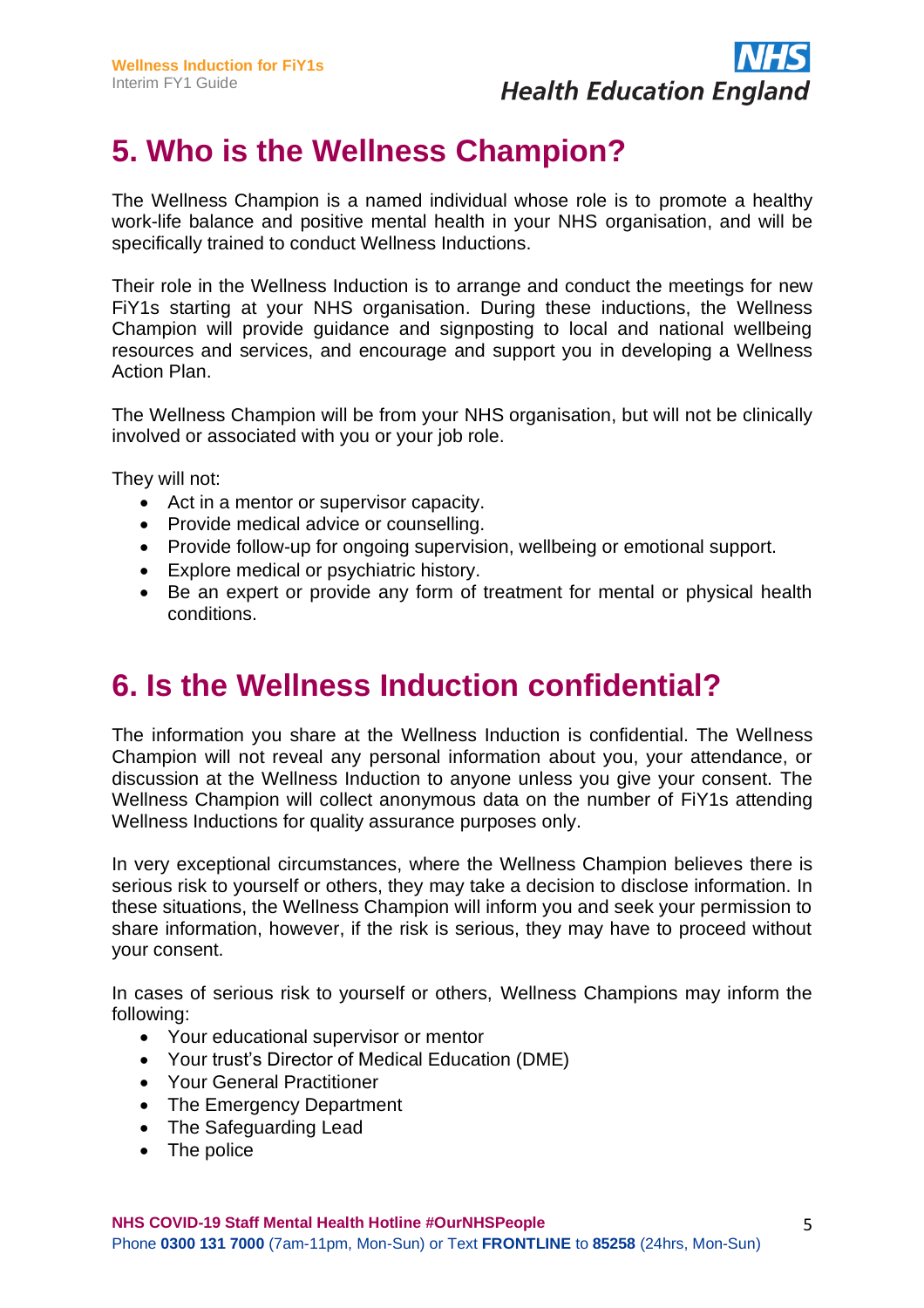# 5. Who is the Wellness Champion?

The Wellness Champion is a named individual whose role is to promote a healthy work-life balance and positive mental health in your NHS organisation, and will be specifically trained to conduct Wellness Inductions.

Their role in the Wellness Induction is to arrange and conduct the meetings for new FiY1s starting at your NHS organisation. During these inductions, the Wellness Champion will provide guidance and signposting to local and national wellbeing resources and services, and encourage and support you in developing a Wellness Action Plan.

The Wellness Champion will be from your NHS organisation, but will not be clinically involved or associated with you or your job role.

They will not:

- Act in a mentor or supervisor capacity.
- Provide medical advice or counselling.
- Provide follow-up for ongoing supervision, wellbeing or emotional support.
- Explore medical or psychiatric history.
- Be an expert or provide any form of treatment for mental or physical health conditions.

# 6. Is the Wellness Induction confidential?

The information you share at the Wellness Induction is confidential. The Wellness Champion will not reveal any personal information about you, your attendance, or discussion at the Wellness Induction to anyone unless you give your consent. The Wellness Champion will collect anonymous data on the number of FiY1s attending Wellness Inductions for quality assurance purposes only.

In very exceptional circumstances, where the Wellness Champion believes there is serious risk to yourself or others, they may take a decision to disclose information. In these situations, the Wellness Champion will inform you and seek your permission to share information, however, if the risk is serious, they may have to proceed without your consent.

In cases of serious risk to yourself or others, Wellness Champions may inform the following:

- Your educational supervisor or mentor
- Your trust's Director of Medical Education (DME)
- Your General Practitioner
- The Emergency Department
- The Safeguarding Lead
- The police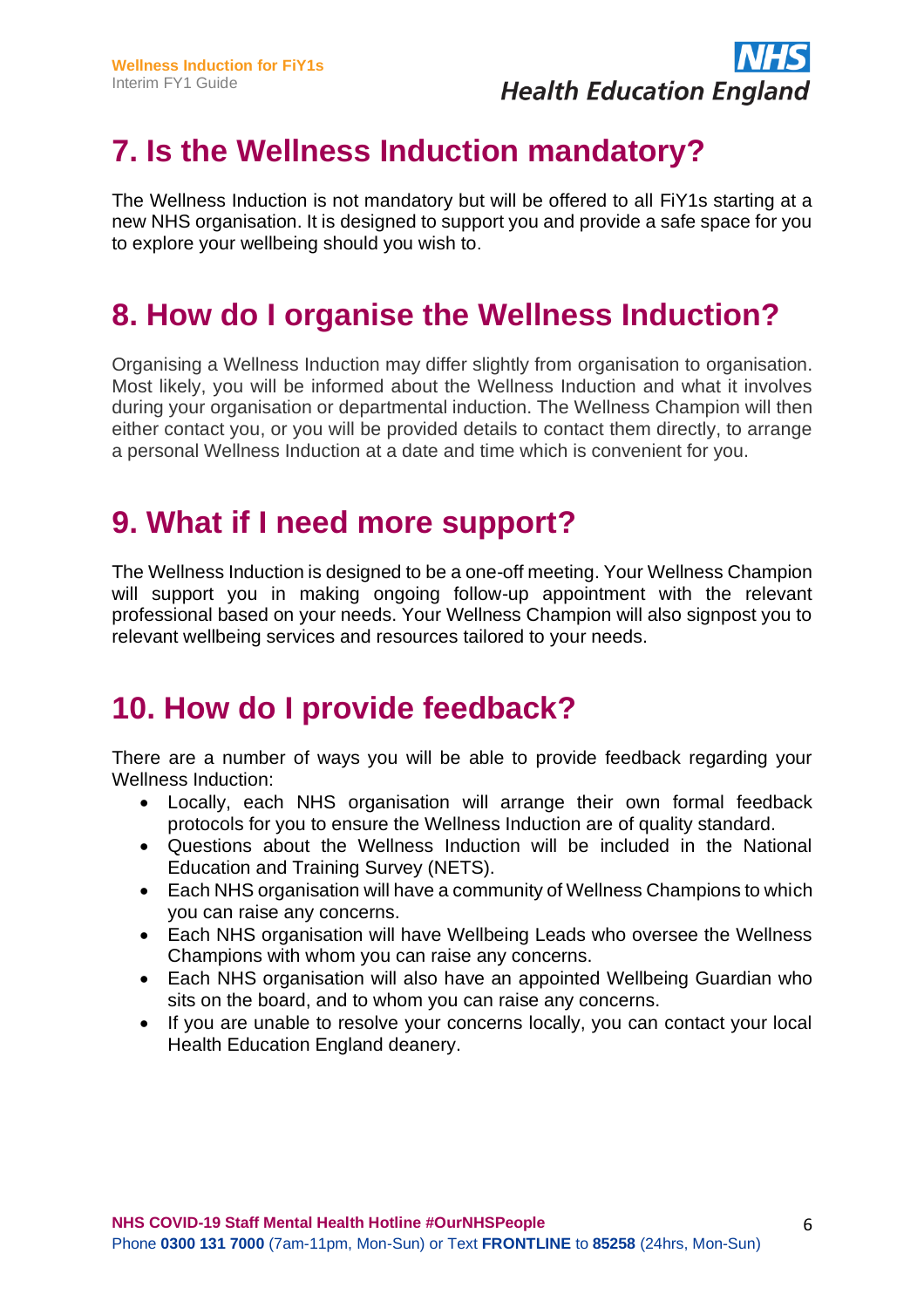## 7. Is the Wellness Induction mandatory?

The Wellness Induction is not mandatory but will be offered to all FiY1s starting at a new NHS organisation. It is designed to support you and provide a safe space for you to explore your wellbeing should you wish to.

## 8. How do I organise the Wellness Induction?

Organising a Wellness Induction may differ slightly from organisation to organisation. Most likely, you will be informed about the Wellness Induction and what it involves during your organisation or departmental induction. The Wellness Champion will then either contact you, or you will be provided details to contact them directly, to arrange a personal Wellness Induction at a date and time which is convenient for you.

## 9. What if I need more support?

The Wellness Induction is designed to be a one-off meeting. Your Wellness Champion will support you in making ongoing follow-up appointment with the relevant professional based on your needs. Your Wellness Champion will also signpost you to relevant wellbeing services and resources tailored to your needs.

## 10. How do I provide feedback?

There are a number of ways you will be able to provide feedback regarding your Wellness Induction:

- Locally, each NHS organisation will arrange their own formal feedback protocols for you to ensure the Wellness Induction are of quality standard.
- Questions about the Wellness Induction will be included in the National Education and Training Survey (NETS).
- Each NHS organisation will have a community of Wellness Champions to which you can raise any concerns.
- Each NHS organisation will have Wellbeing Leads who oversee the Wellness Champions with whom you can raise any concerns.
- Each NHS organisation will also have an appointed Wellbeing Guardian who sits on the board, and to whom you can raise any concerns.
- If you are unable to resolve your concerns locally, you can contact your local Health Education England deanery.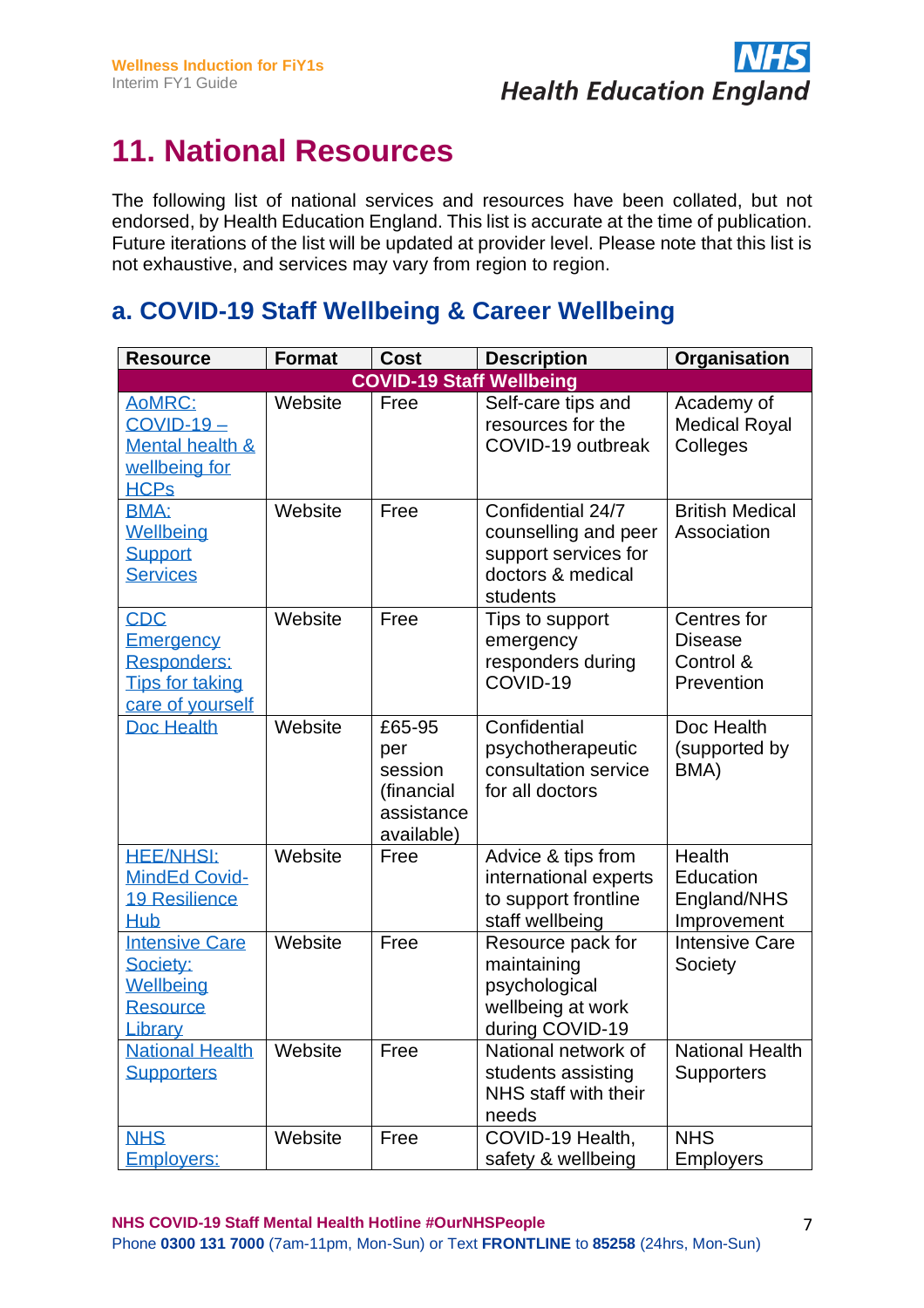# 11. National Resources

The following list of national services and resources have been collated, but not endorsed, by Health Education England. This list is accurate at the time of publication. Future iterations of the list will be updated at provider level. Please note that this list is not exhaustive, and services may vary from region to region.

## a. COVID-19 Staff Wellbeing & Career Wellbeing

| Resource | Format | Cost | Description | Organisation |
|---|---|---|---|---|
| **COVID-19 Staff Wellbeing** | | | | |
| AoMRC: COVID-19 – Mental health & wellbeing for HCPs | Website | Free | Self-care tips and resources for the COVID-19 outbreak | Academy of Medical Royal Colleges |
| BMA: Wellbeing Support Services | Website | Free | Confidential 24/7 counselling and peer support services for doctors & medical students | British Medical Association |
| CDC Emergency Responders: Tips for taking care of yourself | Website | Free | Tips to support emergency responders during COVID-19 | Centres for Disease Control & Prevention |
| Doc Health | Website | £65-95 per session (financial assistance available) | Confidential psychotherapeutic consultation service for all doctors | Doc Health (supported by BMA) |
| HEE/NHSI: MindEd Covid-19 Resilience Hub | Website | Free | Advice & tips from international experts to support frontline staff wellbeing | Health Education England/NHS Improvement |
| Intensive Care Society: Wellbeing Resource Library | Website | Free | Resource pack for maintaining psychological wellbeing at work during COVID-19 | Intensive Care Society |
| National Health Supporters | Website | Free | National network of students assisting NHS staff with their needs | National Health Supporters |
| NHS Employers: | Website | Free | COVID-19 Health, safety & wellbeing | NHS Employers |

**NHS COVID-19 Staff Mental Health Hotline #OurNHSPeople**
Phone **0300 131 7000** (7am-11pm, Mon-Sun) or Text **FRONTLINE** to **85258** (24hrs, Mon-Sun)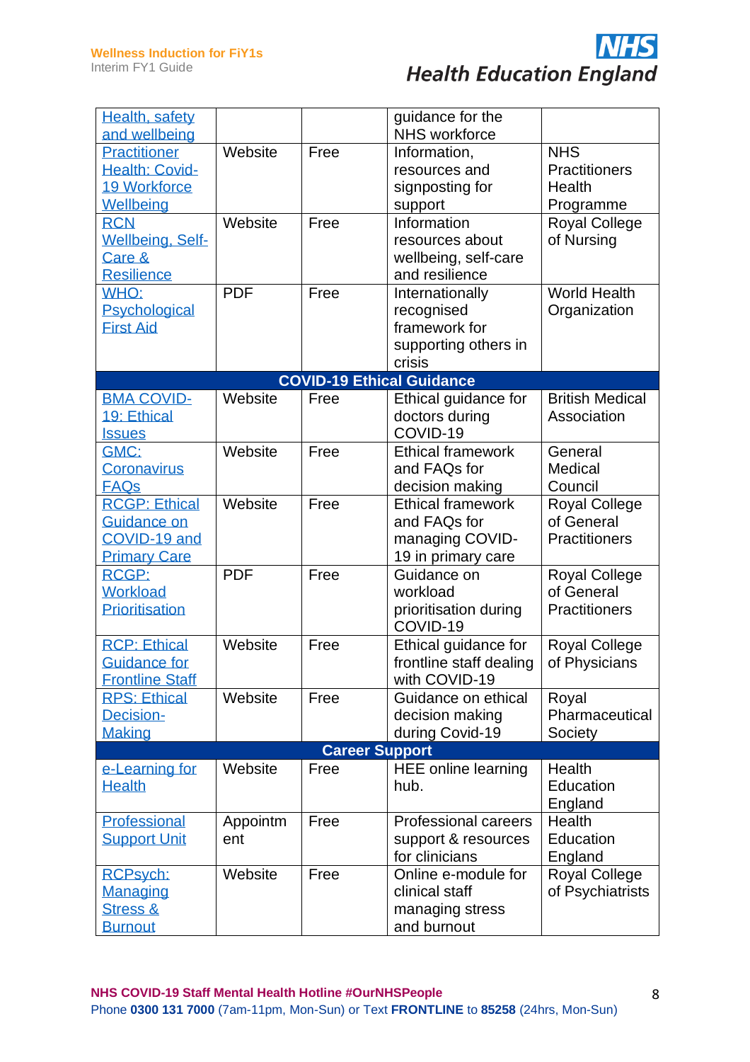| Health, safety and wellbeing | | | guidance for the NHS workforce | |
|---|---|---|---|---|
| Practitioner Health: Covid-19 Workforce Wellbeing | Website | Free | Information, resources and signposting for support | NHS Practitioners Health Programme |
| RCN Wellbeing, Self-Care & Resilience | Website | Free | Information resources about wellbeing, self-care and resilience | Royal College of Nursing |
| WHO: Psychological First Aid | PDF | Free | Internationally recognised framework for supporting others in crisis | World Health Organization |
| **COVID-19 Ethical Guidance** | | | | |
| BMA COVID-19: Ethical Issues | Website | Free | Ethical guidance for doctors during COVID-19 | British Medical Association |
| GMC: Coronavirus FAQs | Website | Free | Ethical framework and FAQs for decision making | General Medical Council |
| RCGP: Ethical Guidance on COVID-19 and Primary Care | Website | Free | Ethical framework and FAQs for managing COVID-19 in primary care | Royal College of General Practitioners |
| RCGP: Workload Prioritisation | PDF | Free | Guidance on workload prioritisation during COVID-19 | Royal College of General Practitioners |
| RCP: Ethical Guidance for Frontline Staff | Website | Free | Ethical guidance for frontline staff dealing with COVID-19 | Royal College of Physicians |
| RPS: Ethical Decision-Making | Website | Free | Guidance on ethical decision making during Covid-19 | Royal Pharmaceutical Society |
| **Career Support** | | | | |
| e-Learning for Health | Website | Free | HEE online learning hub. | Health Education England |
| Professional Support Unit | Appointment | Free | Professional careers support & resources for clinicians | Health Education England |
| RCPsych: Managing Stress & Burnout | Website | Free | Online e-module for clinical staff managing stress and burnout | Royal College of Psychiatrists |

**NHS COVID-19 Staff Mental Health Hotline #OurNHSPeople**
Phone **0300 131 7000** (7am-11pm, Mon-Sun) or Text **FRONTLINE** to **85258** (24hrs, Mon-Sun)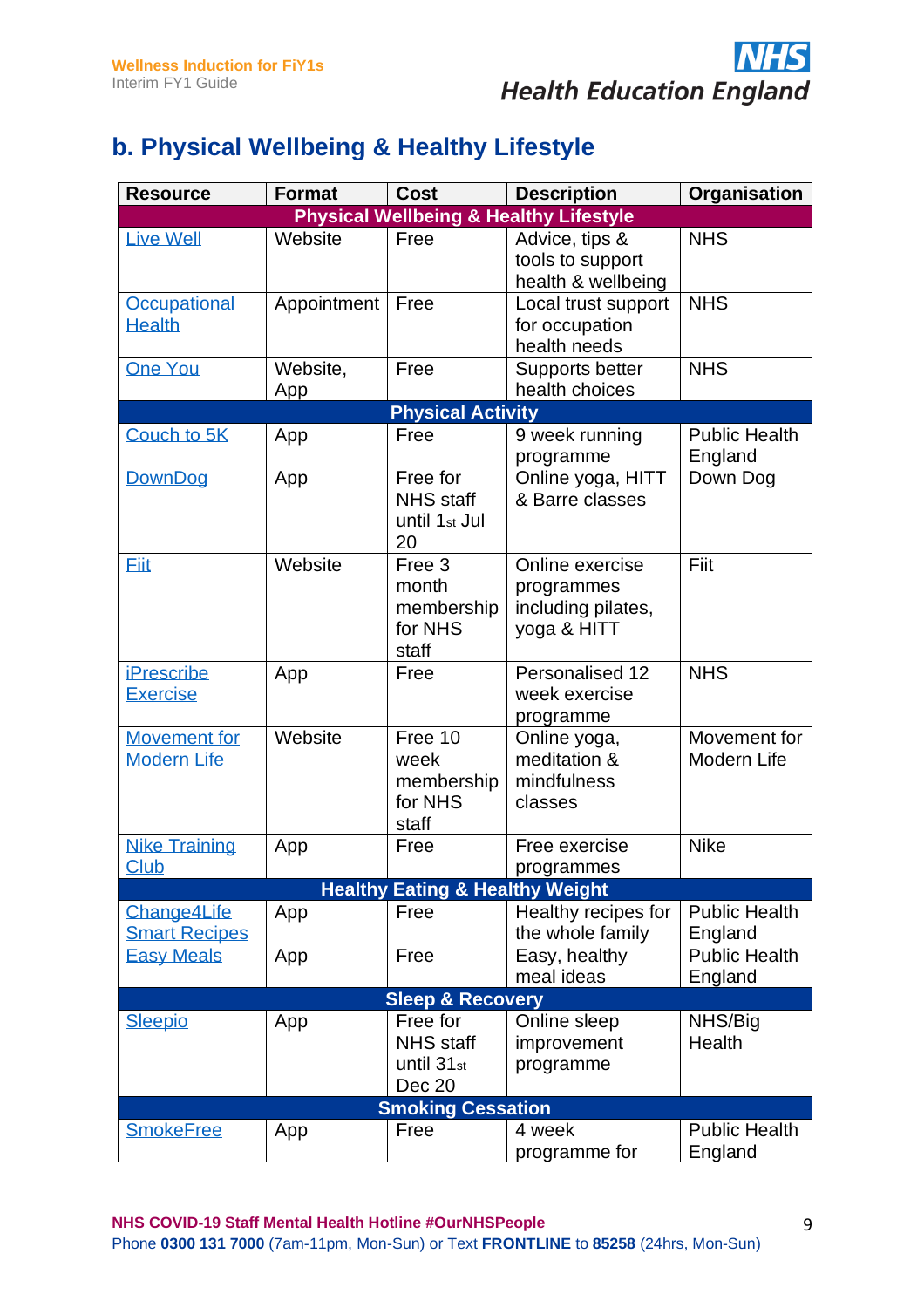## b. Physical Wellbeing & Healthy Lifestyle

| Resource | Format | Cost | Description | Organisation |
|---|---|---|---|---|
| **Physical Wellbeing & Healthy Lifestyle** | | | | |
| Live Well | Website | Free | Advice, tips & tools to support health & wellbeing | NHS |
| Occupational Health | Appointment | Free | Local trust support for occupation health needs | NHS |
| One You | Website, App | Free | Supports better health choices | NHS |
| **Physical Activity** | | | | |
| Couch to 5K | App | Free | 9 week running programme | Public Health England |
| DownDog | App | Free for NHS staff until 1st Jul 20 | Online yoga, HITT & Barre classes | Down Dog |
| Fiit | Website | Free 3 month membership for NHS staff | Online exercise programmes including pilates, yoga & HITT | Fiit |
| iPrescribe Exercise | App | Free | Personalised 12 week exercise programme | NHS |
| Movement for Modern Life | Website | Free 10 week membership for NHS staff | Online yoga, meditation & mindfulness classes | Movement for Modern Life |
| Nike Training Club | App | Free | Free exercise programmes | Nike |
| **Healthy Eating & Healthy Weight** | | | | |
| Change4Life Smart Recipes | App | Free | Healthy recipes for the whole family | Public Health England |
| Easy Meals | App | Free | Easy, healthy meal ideas | Public Health England |
| **Sleep & Recovery** | | | | |
| Sleepio | App | Free for NHS staff until 31st Dec 20 | Online sleep improvement programme | NHS/Big Health |
| **Smoking Cessation** | | | | |
| SmokeFree | App | Free | 4 week programme for | Public Health England |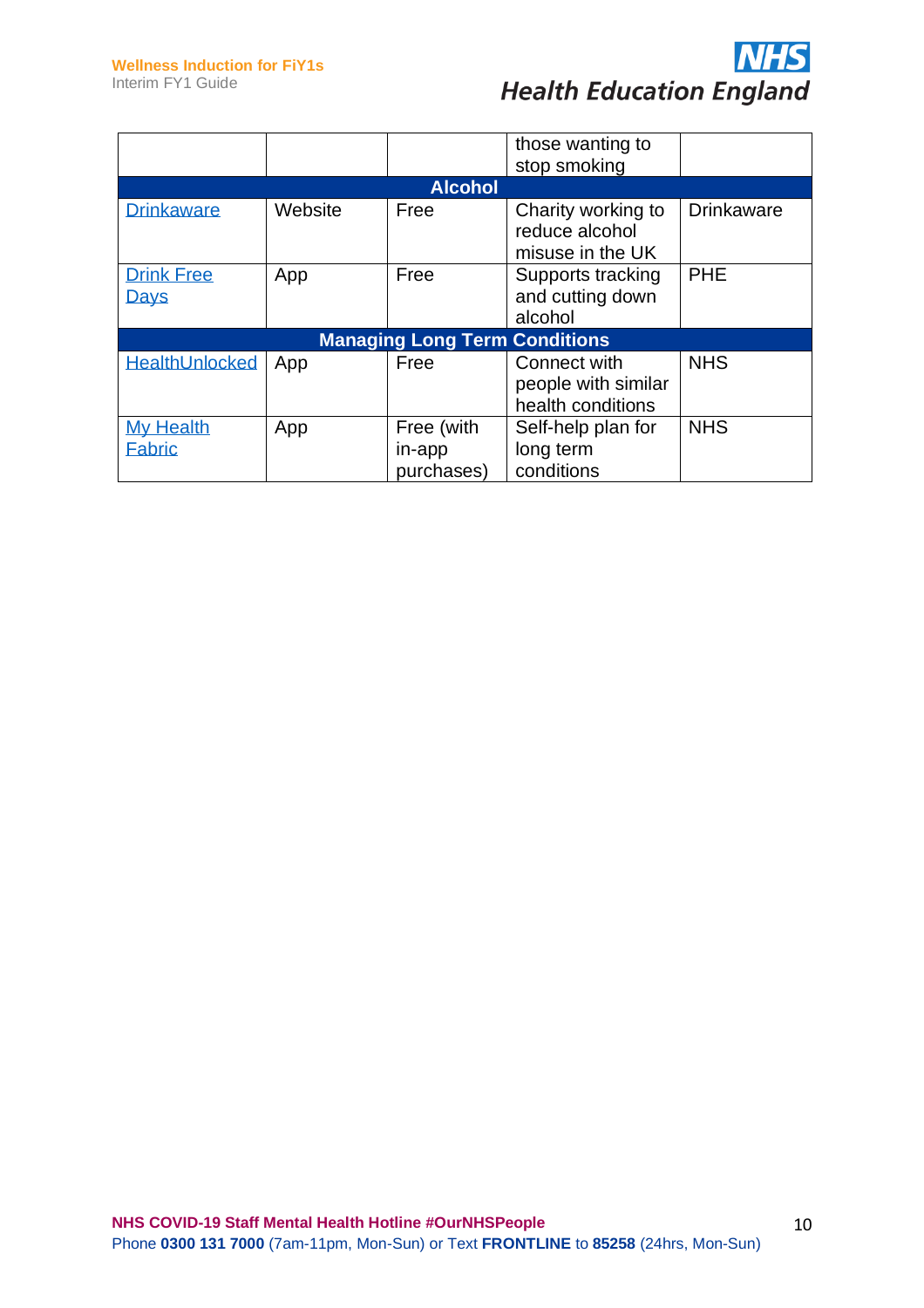| | | | those wanting to stop smoking | |
|---|---|---|---|---|
| **Alcohol** | | | | |
| Drinkaware | Website | Free | Charity working to reduce alcohol misuse in the UK | Drinkaware |
| Drink Free Days | App | Free | Supports tracking and cutting down alcohol | PHE |
| **Managing Long Term Conditions** | | | | |
| HealthUnlocked | App | Free | Connect with people with similar health conditions | NHS |
| My Health Fabric | App | Free (with in-app purchases) | Self-help plan for long term conditions | NHS |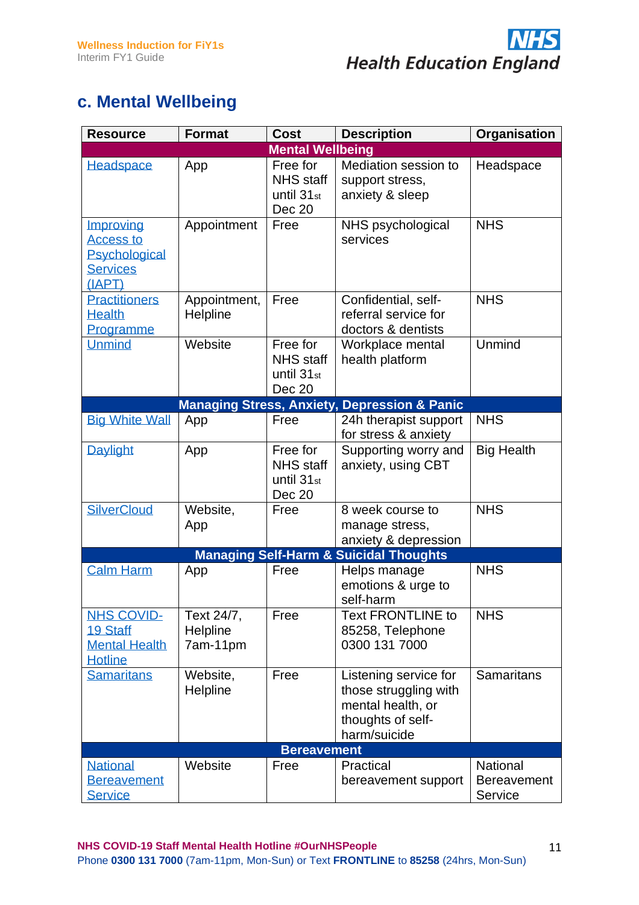## c. Mental Wellbeing

| Resource | Format | Cost | Description | Organisation |
|---|---|---|---|---|
| **Mental Wellbeing** | | | | |
| Headspace | App | Free for NHS staff until 31st Dec 20 | Mediation session to support stress, anxiety & sleep | Headspace |
| Improving Access to Psychological Services (IAPT) | Appointment | Free | NHS psychological services | NHS |
| Practitioners Health Programme | Appointment, Helpline | Free | Confidential, self-referral service for doctors & dentists | NHS |
| Unmind | Website | Free for NHS staff until 31st Dec 20 | Workplace mental health platform | Unmind |
| **Managing Stress, Anxiety, Depression & Panic** | | | | |
| Big White Wall | App | Free | 24h therapist support for stress & anxiety | NHS |
| Daylight | App | Free for NHS staff until 31st Dec 20 | Supporting worry and anxiety, using CBT | Big Health |
| SilverCloud | Website, App | Free | 8 week course to manage stress, anxiety & depression | NHS |
| **Managing Self-Harm & Suicidal Thoughts** | | | | |
| Calm Harm | App | Free | Helps manage emotions & urge to self-harm | NHS |
| NHS COVID-19 Staff Mental Health Hotline | Text 24/7, Helpline 7am-11pm | Free | Text FRONTLINE to 85258, Telephone 0300 131 7000 | NHS |
| Samaritans | Website, Helpline | Free | Listening service for those struggling with mental health, or thoughts of self-harm/suicide | Samaritans |
| **Bereavement** | | | | |
| National Bereavement Service | Website | Free | Practical bereavement support | National Bereavement Service |

**NHS COVID-19 Staff Mental Health Hotline #OurNHSPeople**
Phone **0300 131 7000** (7am-11pm, Mon-Sun) or Text **FRONTLINE** to **85258** (24hrs, Mon-Sun)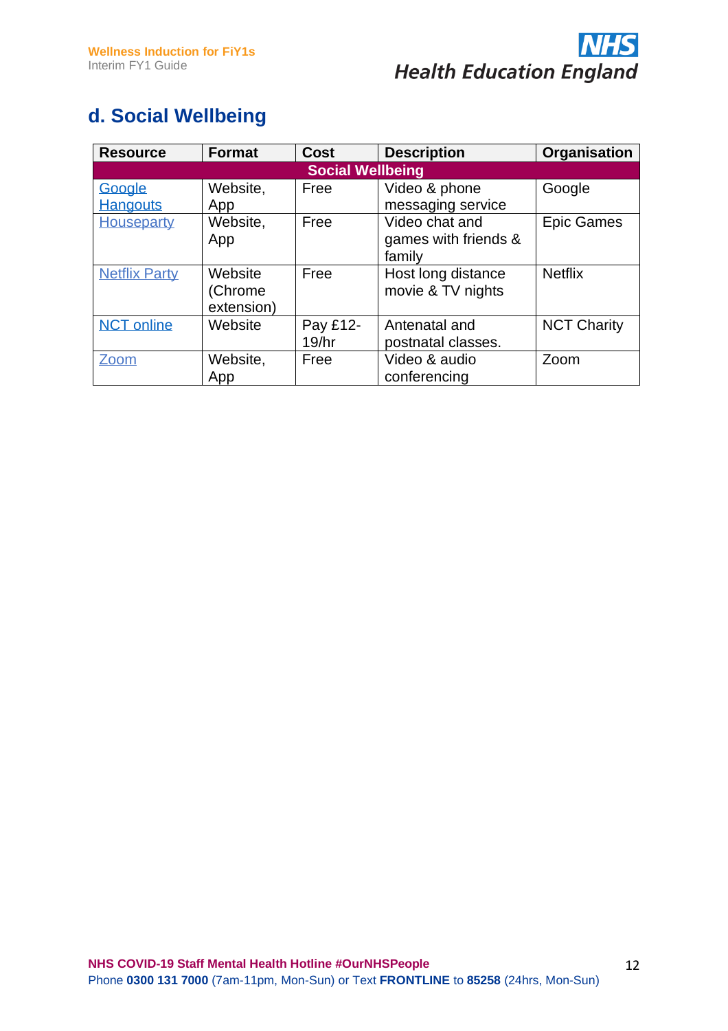## d. Social Wellbeing

| Resource | Format | Cost | Description | Organisation |
|---|---|---|---|---|
| **Social Wellbeing** | | | | |
| Google Hangouts | Website, App | Free | Video & phone messaging service | Google |
| Houseparty | Website, App | Free | Video chat and games with friends & family | Epic Games |
| Netflix Party | Website (Chrome extension) | Free | Host long distance movie & TV nights | Netflix |
| NCT online | Website | Pay £12-19/hr | Antenatal and postnatal classes. | NCT Charity |
| Zoom | Website, App | Free | Video & audio conferencing | Zoom |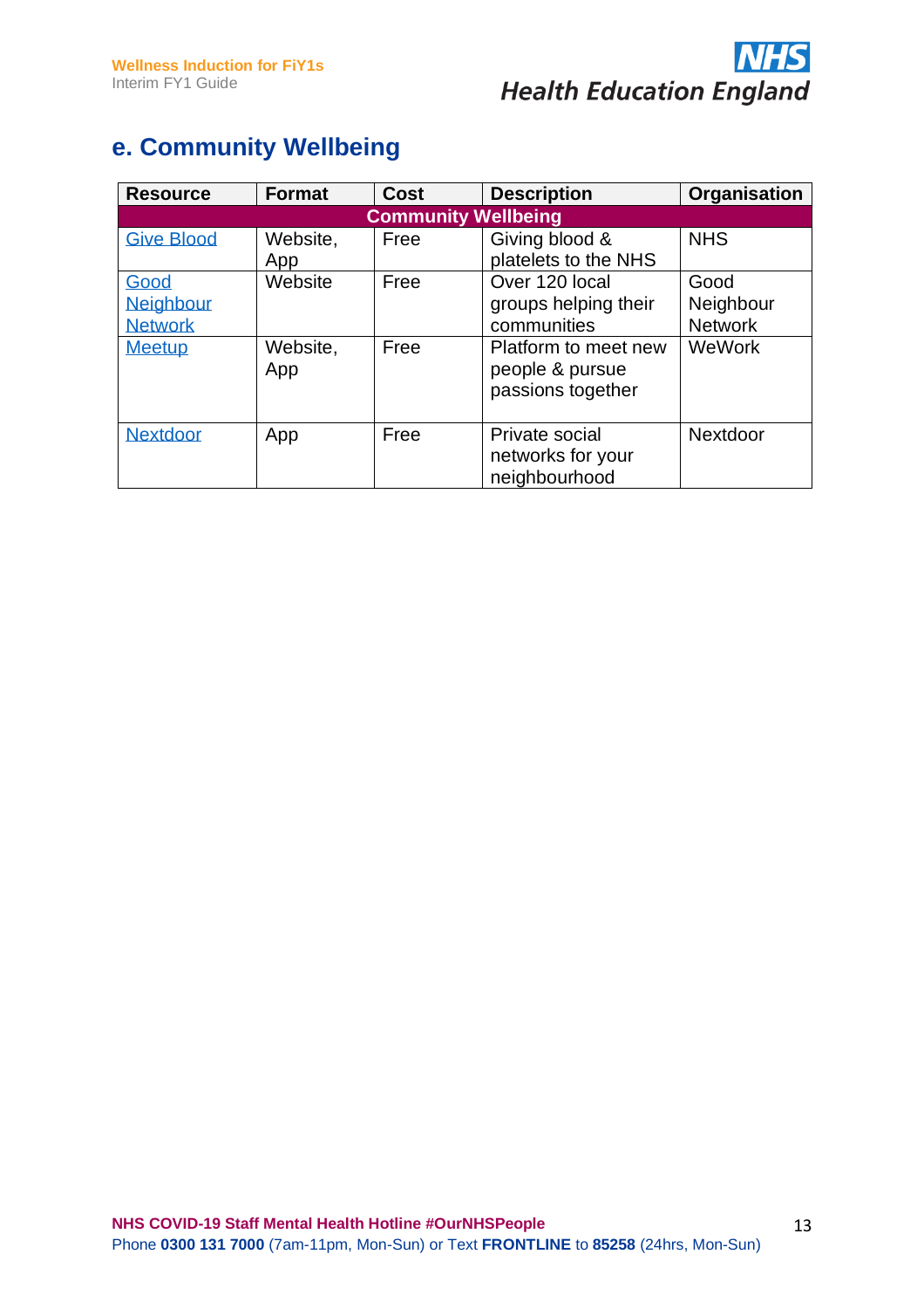## e. Community Wellbeing

| Resource | Format | Cost | Description | Organisation |
|---|---|---|---|---|
| **Community Wellbeing** | | | | |
| Give Blood | Website, App | Free | Giving blood & platelets to the NHS | NHS |
| Good Neighbour Network | Website | Free | Over 120 local groups helping their communities | Good Neighbour Network |
| Meetup | Website, App | Free | Platform to meet new people & pursue passions together | WeWork |
| Nextdoor | App | Free | Private social networks for your neighbourhood | Nextdoor |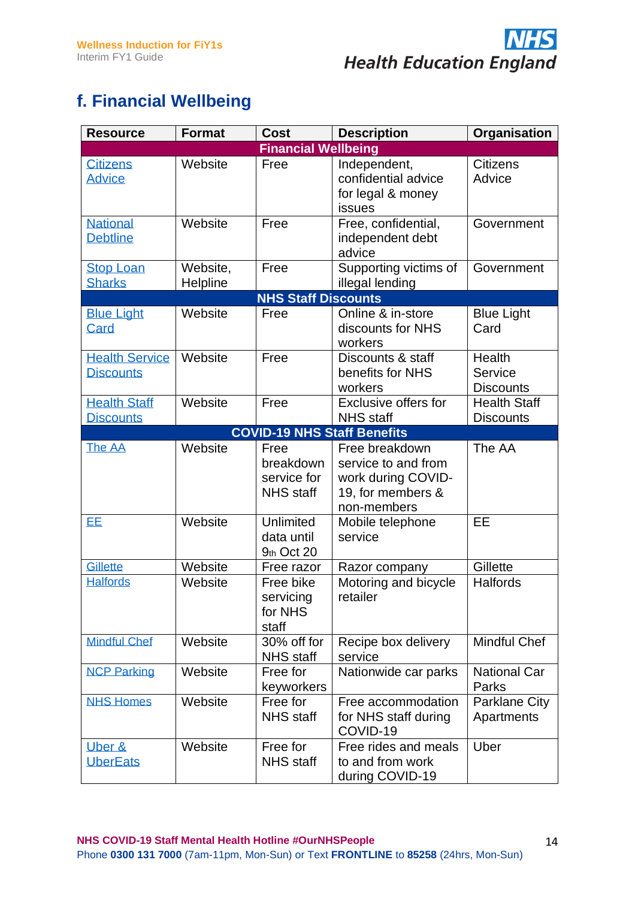## f. Financial Wellbeing

| Resource | Format | Cost | Description | Organisation |
|---|---|---|---|---|
| **Financial Wellbeing** | | | | |
| Citizens Advice | Website | Free | Independent, confidential advice for legal & money issues | Citizens Advice |
| National Debtline | Website | Free | Free, confidential, independent debt advice | Government |
| Stop Loan Sharks | Website, Helpline | Free | Supporting victims of illegal lending | Government |
| **NHS Staff Discounts** | | | | |
| Blue Light Card | Website | Free | Online & in-store discounts for NHS workers | Blue Light Card |
| Health Service Discounts | Website | Free | Discounts & staff benefits for NHS workers | Health Service Discounts |
| Health Staff Discounts | Website | Free | Exclusive offers for NHS staff | Health Staff Discounts |
| **COVID-19 NHS Staff Benefits** | | | | |
| The AA | Website | Free breakdown service for NHS staff | Free breakdown service to and from work during COVID-19, for members & non-members | The AA |
| EE | Website | Unlimited data until 9th Oct 20 | Mobile telephone service | EE |
| Gillette | Website | Free razor | Razor company | Gillette |
| Halfords | Website | Free bike servicing for NHS staff | Motoring and bicycle retailer | Halfords |
| Mindful Chef | Website | 30% off for NHS staff | Recipe box delivery service | Mindful Chef |
| NCP Parking | Website | Free for keyworkers | Nationwide car parks | National Car Parks |
| NHS Homes | Website | Free for NHS staff | Free accommodation for NHS staff during COVID-19 | Parklane City Apartments |
| Uber & UberEats | Website | Free for NHS staff | Free rides and meals to and from work during COVID-19 | Uber |

**NHS COVID-19 Staff Mental Health Hotline #OurNHSPeople**
Phone **0300 131 7000** (7am-11pm, Mon-Sun) or Text **FRONTLINE** to **85258** (24hrs, Mon-Sun)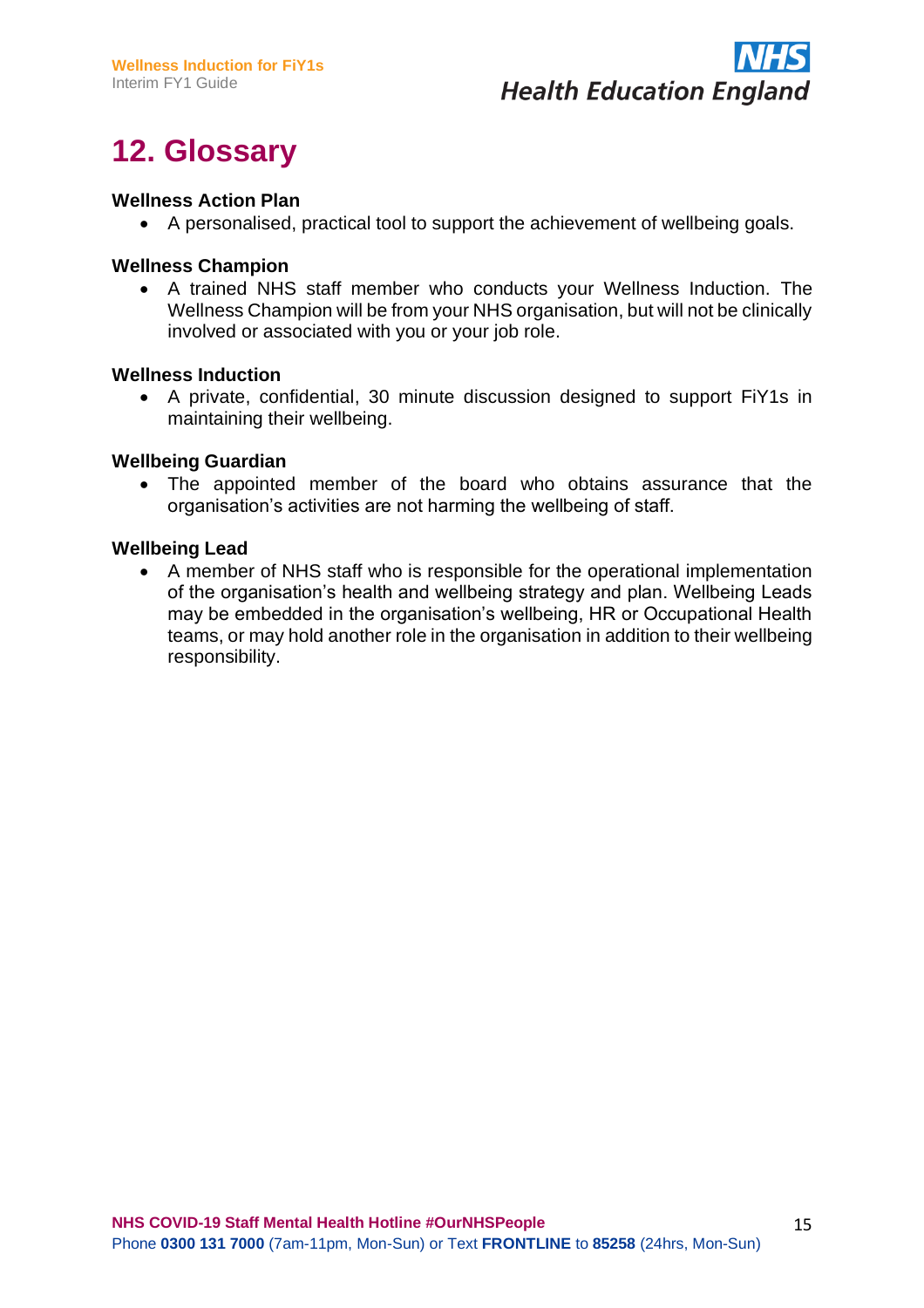# 12. Glossary

**Wellness Action Plan**

- A personalised, practical tool to support the achievement of wellbeing goals.

**Wellness Champion**

- A trained NHS staff member who conducts your Wellness Induction. The Wellness Champion will be from your NHS organisation, but will not be clinically involved or associated with you or your job role.

**Wellness Induction**

- A private, confidential, 30 minute discussion designed to support FiY1s in maintaining their wellbeing.

**Wellbeing Guardian**

- The appointed member of the board who obtains assurance that the organisation's activities are not harming the wellbeing of staff.

**Wellbeing Lead**

- A member of NHS staff who is responsible for the operational implementation of the organisation's health and wellbeing strategy and plan. Wellbeing Leads may be embedded in the organisation's wellbeing, HR or Occupational Health teams, or may hold another role in the organisation in addition to their wellbeing responsibility.